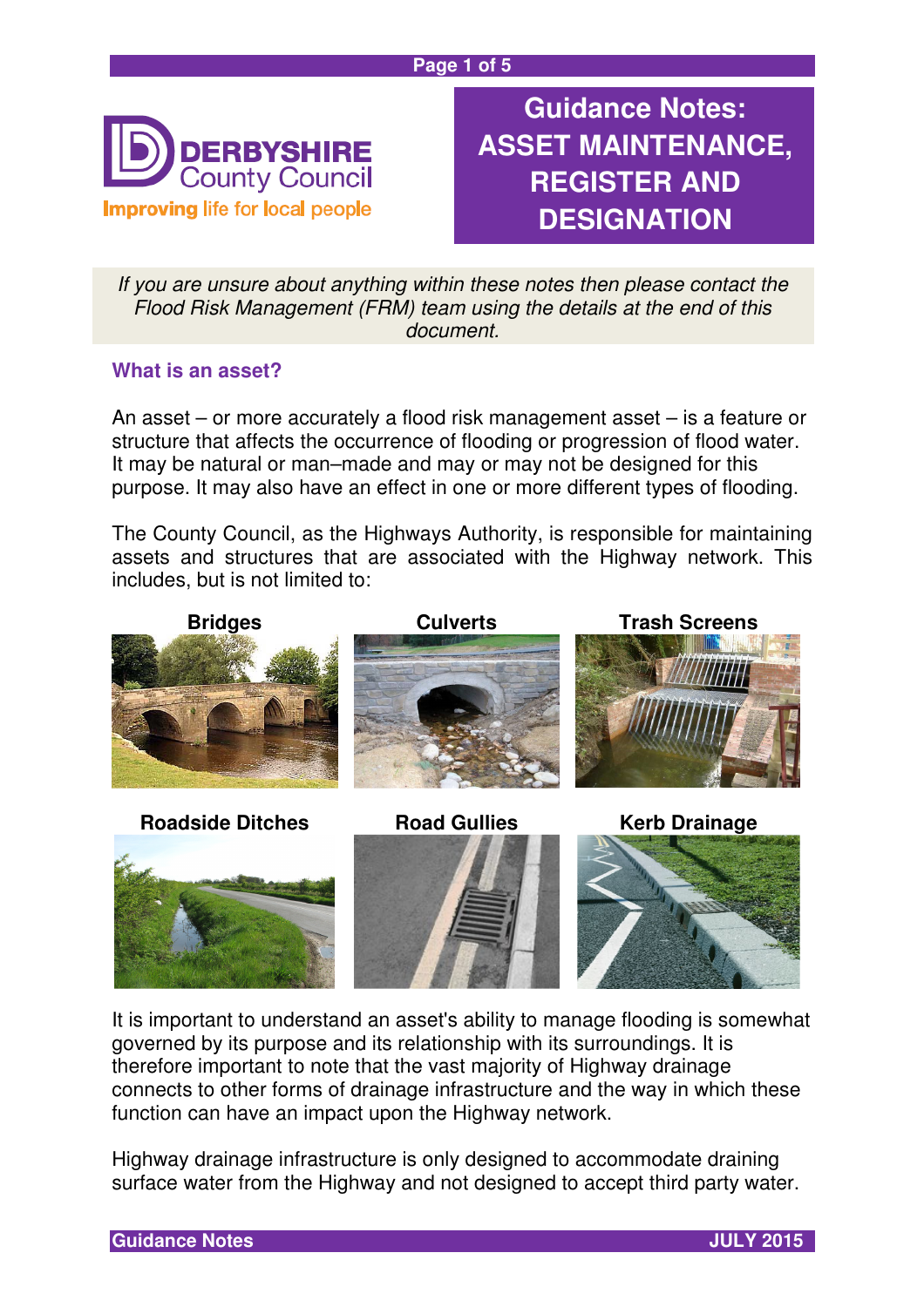# Guidance Notes: ASSET MAINTENANCE, REGISTER AND DESIGNATION

DERBYSHIRE County Council

Improving life for local people

*If you are unsure about anything within these notes then please contact the Flood Risk Management (FRM) team using the details at the end of this document.*

## What is an asset?

An asset – or more accurately a flood risk management asset – is a feature or structure that affects the occurrence of flooding or progression of flood water. It may be natural or man–made and may or may not be designed for this purpose. It may also have an effect in one or more different types of flooding.

The County Council, as the Highways Authority, is responsible for maintaining assets and structures that are associated with the Highway network. This includes, but is not limited to:

**Bridges**

**Culverts**

**Trash Screens**

**Roadside Ditches**

**Road Gullies**

**Kerb Drainage**

It is important to understand an asset's ability to manage flooding is somewhat governed by its purpose and its relationship with its surroundings. It is therefore important to note that the vast majority of Highway drainage connects to other forms of drainage infrastructure and the way in which these function can have an impact upon the Highway network.

Highway drainage infrastructure is only designed to accommodate draining surface water from the Highway and not designed to accept third party water.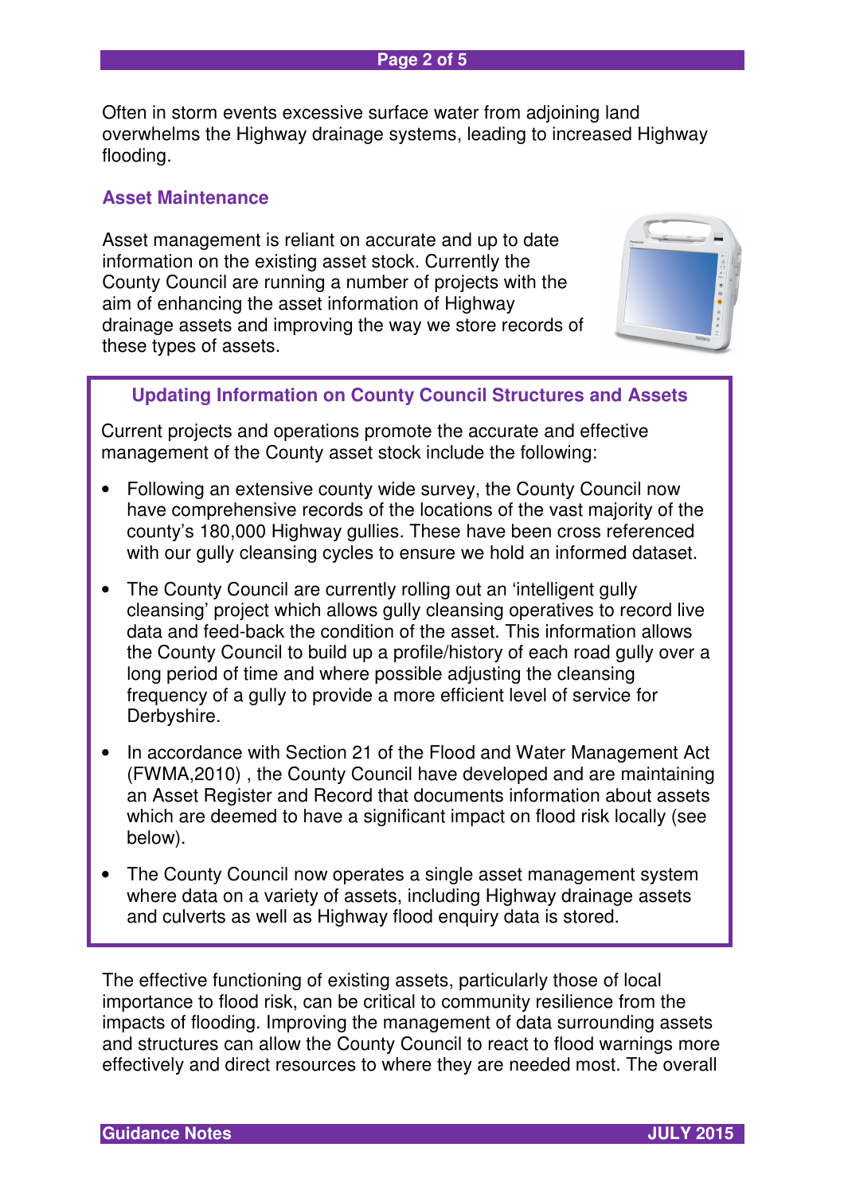Often in storm events excessive surface water from adjoining land overwhelms the Highway drainage systems, leading to increased Highway flooding.

## Asset Maintenance

Asset management is reliant on accurate and up to date information on the existing asset stock. Currently the County Council are running a number of projects with the aim of enhancing the asset information of Highway drainage assets and improving the way we store records of these types of assets.

### Updating Information on County Council Structures and Assets

Current projects and operations promote the accurate and effective management of the County asset stock include the following:

- Following an extensive county wide survey, the County Council now have comprehensive records of the locations of the vast majority of the county's 180,000 Highway gullies. These have been cross referenced with our gully cleansing cycles to ensure we hold an informed dataset.
- The County Council are currently rolling out an 'intelligent gully cleansing' project which allows gully cleansing operatives to record live data and feed-back the condition of the asset. This information allows the County Council to build up a profile/history of each road gully over a long period of time and where possible adjusting the cleansing frequency of a gully to provide a more efficient level of service for Derbyshire.
- In accordance with Section 21 of the Flood and Water Management Act (FWMA,2010) , the County Council have developed and are maintaining an Asset Register and Record that documents information about assets which are deemed to have a significant impact on flood risk locally (see below).
- The County Council now operates a single asset management system where data on a variety of assets, including Highway drainage assets and culverts as well as Highway flood enquiry data is stored.

The effective functioning of existing assets, particularly those of local importance to flood risk, can be critical to community resilience from the impacts of flooding. Improving the management of data surrounding assets and structures can allow the County Council to react to flood warnings more effectively and direct resources to where they are needed most. The overall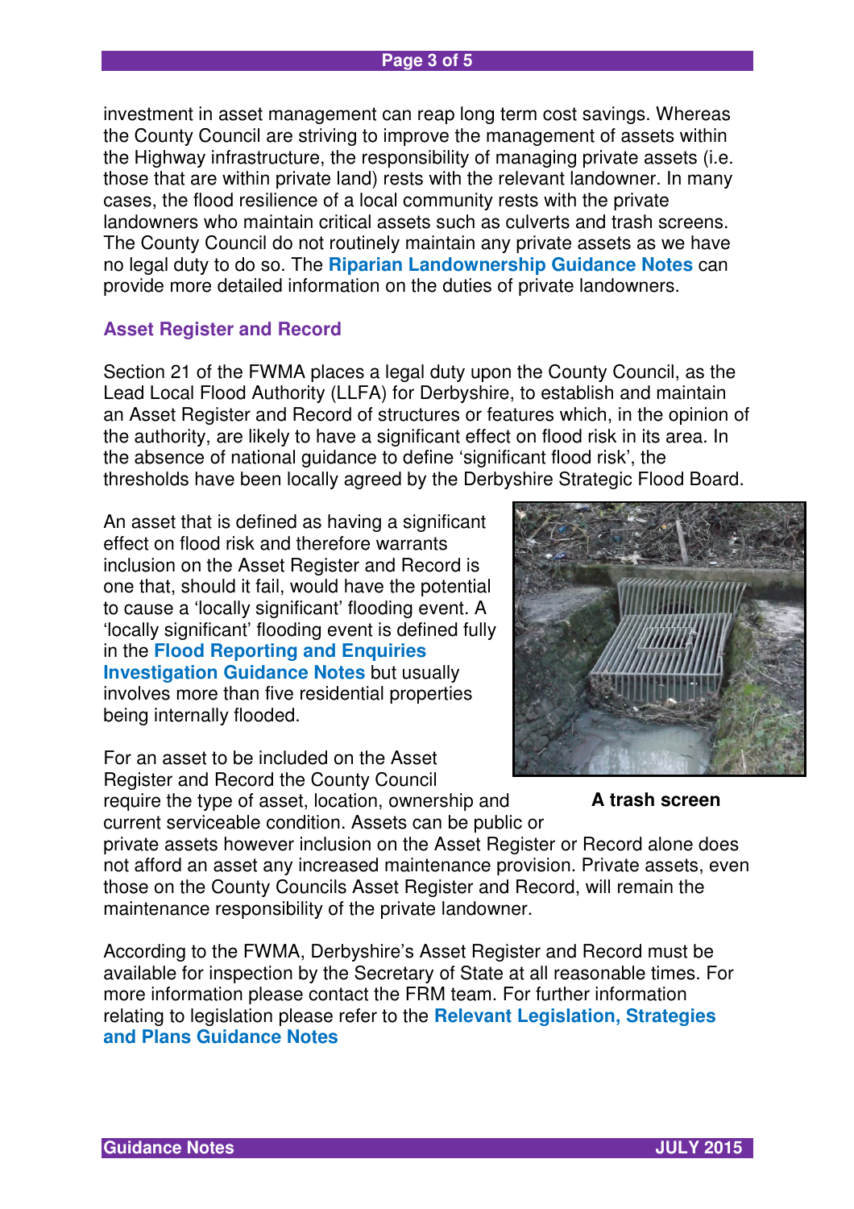investment in asset management can reap long term cost savings. Whereas the County Council are striving to improve the management of assets within the Highway infrastructure, the responsibility of managing private assets (i.e. those that are within private land) rests with the relevant landowner. In many cases, the flood resilience of a local community rests with the private landowners who maintain critical assets such as culverts and trash screens. The County Council do not routinely maintain any private assets as we have no legal duty to do so. The **Riparian Landownership Guidance Notes** can provide more detailed information on the duties of private landowners.

## Asset Register and Record

Section 21 of the FWMA places a legal duty upon the County Council, as the Lead Local Flood Authority (LLFA) for Derbyshire, to establish and maintain an Asset Register and Record of structures or features which, in the opinion of the authority, are likely to have a significant effect on flood risk in its area. In the absence of national guidance to define 'significant flood risk', the thresholds have been locally agreed by the Derbyshire Strategic Flood Board.

An asset that is defined as having a significant effect on flood risk and therefore warrants inclusion on the Asset Register and Record is one that, should it fail, would have the potential to cause a 'locally significant' flooding event. A 'locally significant' flooding event is defined fully in the **Flood Reporting and Enquiries Investigation Guidance Notes** but usually involves more than five residential properties being internally flooded.

**A trash screen**

For an asset to be included on the Asset Register and Record the County Council require the type of asset, location, ownership and current serviceable condition. Assets can be public or private assets however inclusion on the Asset Register or Record alone does not afford an asset any increased maintenance provision. Private assets, even those on the County Councils Asset Register and Record, will remain the maintenance responsibility of the private landowner.

According to the FWMA, Derbyshire's Asset Register and Record must be available for inspection by the Secretary of State at all reasonable times. For more information please contact the FRM team. For further information relating to legislation please refer to the **Relevant Legislation, Strategies and Plans Guidance Notes**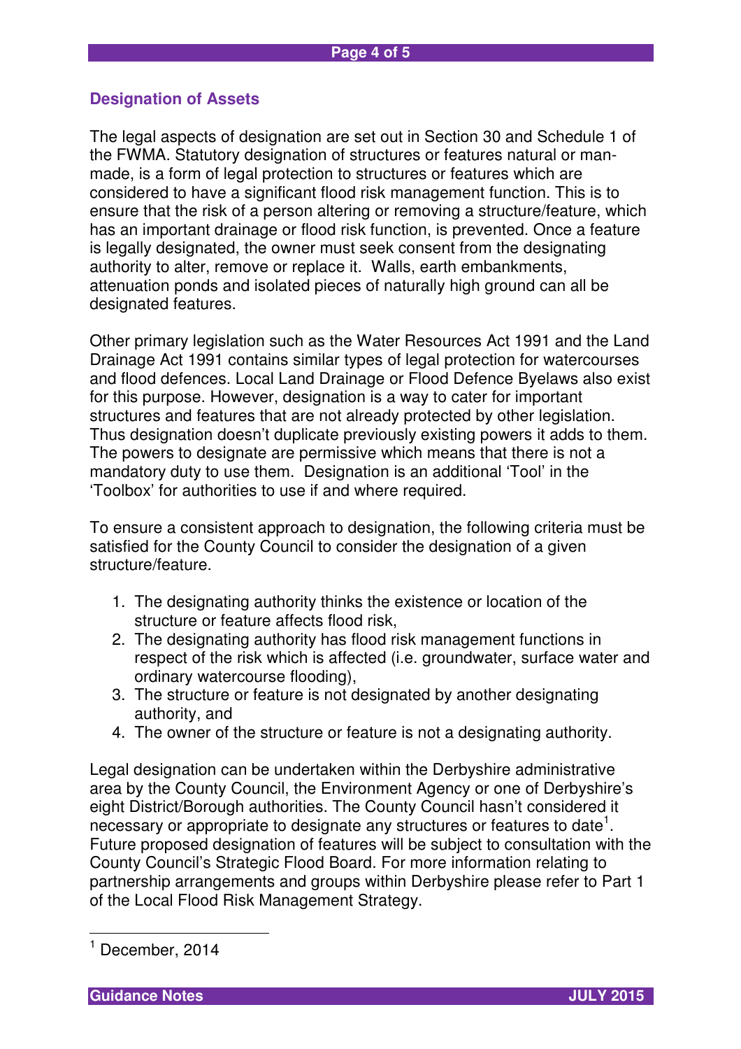## Designation of Assets

The legal aspects of designation are set out in Section 30 and Schedule 1 of the FWMA. Statutory designation of structures or features natural or man-made, is a form of legal protection to structures or features which are considered to have a significant flood risk management function. This is to ensure that the risk of a person altering or removing a structure/feature, which has an important drainage or flood risk function, is prevented. Once a feature is legally designated, the owner must seek consent from the designating authority to alter, remove or replace it. Walls, earth embankments, attenuation ponds and isolated pieces of naturally high ground can all be designated features.

Other primary legislation such as the Water Resources Act 1991 and the Land Drainage Act 1991 contains similar types of legal protection for watercourses and flood defences. Local Land Drainage or Flood Defence Byelaws also exist for this purpose. However, designation is a way to cater for important structures and features that are not already protected by other legislation. Thus designation doesn't duplicate previously existing powers it adds to them. The powers to designate are permissive which means that there is not a mandatory duty to use them. Designation is an additional 'Tool' in the 'Toolbox' for authorities to use if and where required.

To ensure a consistent approach to designation, the following criteria must be satisfied for the County Council to consider the designation of a given structure/feature.

1. The designating authority thinks the existence or location of the structure or feature affects flood risk,
2. The designating authority has flood risk management functions in respect of the risk which is affected (i.e. groundwater, surface water and ordinary watercourse flooding),
3. The structure or feature is not designated by another designating authority, and
4. The owner of the structure or feature is not a designating authority.

Legal designation can be undertaken within the Derbyshire administrative area by the County Council, the Environment Agency or one of Derbyshire's eight District/Borough authorities. The County Council hasn't considered it necessary or appropriate to designate any structures or features to date[1]. Future proposed designation of features will be subject to consultation with the County Council's Strategic Flood Board. For more information relating to partnership arrangements and groups within Derbyshire please refer to Part 1 of the Local Flood Risk Management Strategy.

---

[1] December, 2014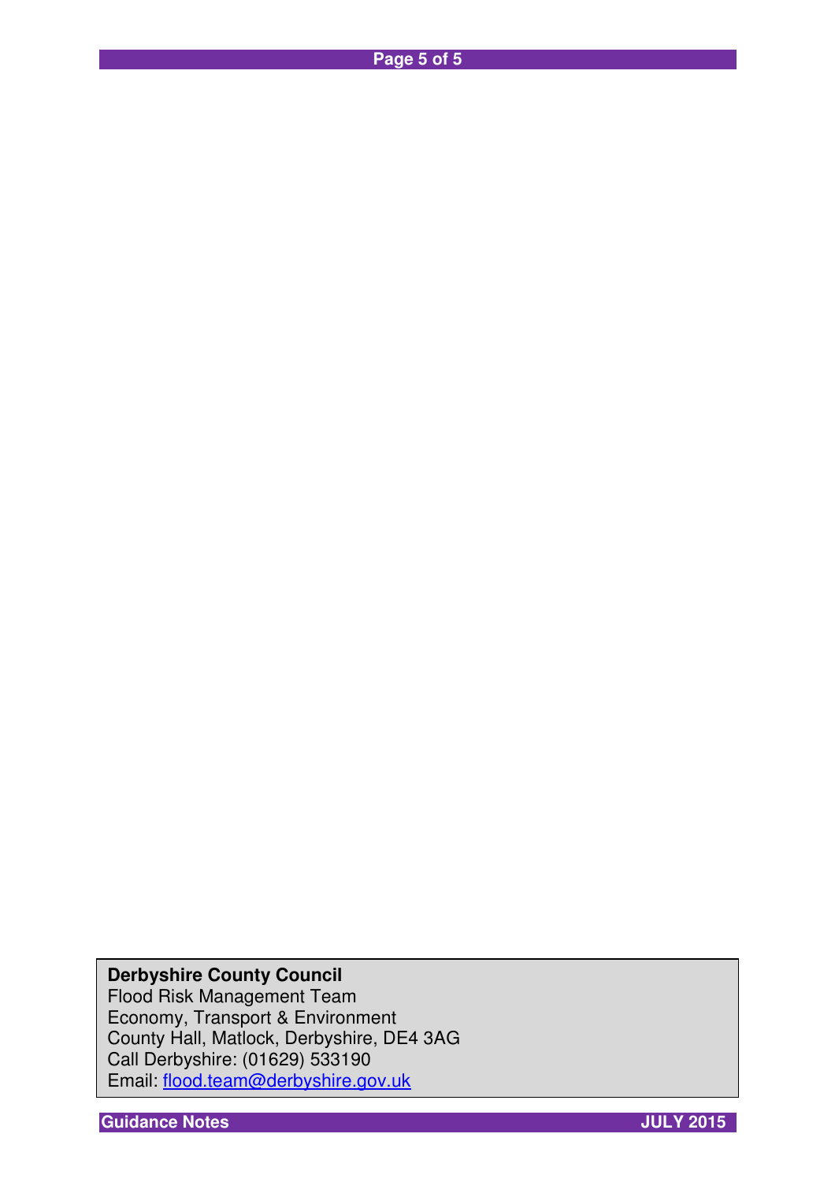**Derbyshire County Council**
Flood Risk Management Team
Economy, Transport & Environment
County Hall, Matlock, Derbyshire, DE4 3AG
Call Derbyshire: (01629) 533190
Email: [flood.team@derbyshire.gov.uk](mailto:flood.team@derbyshire.gov.uk)